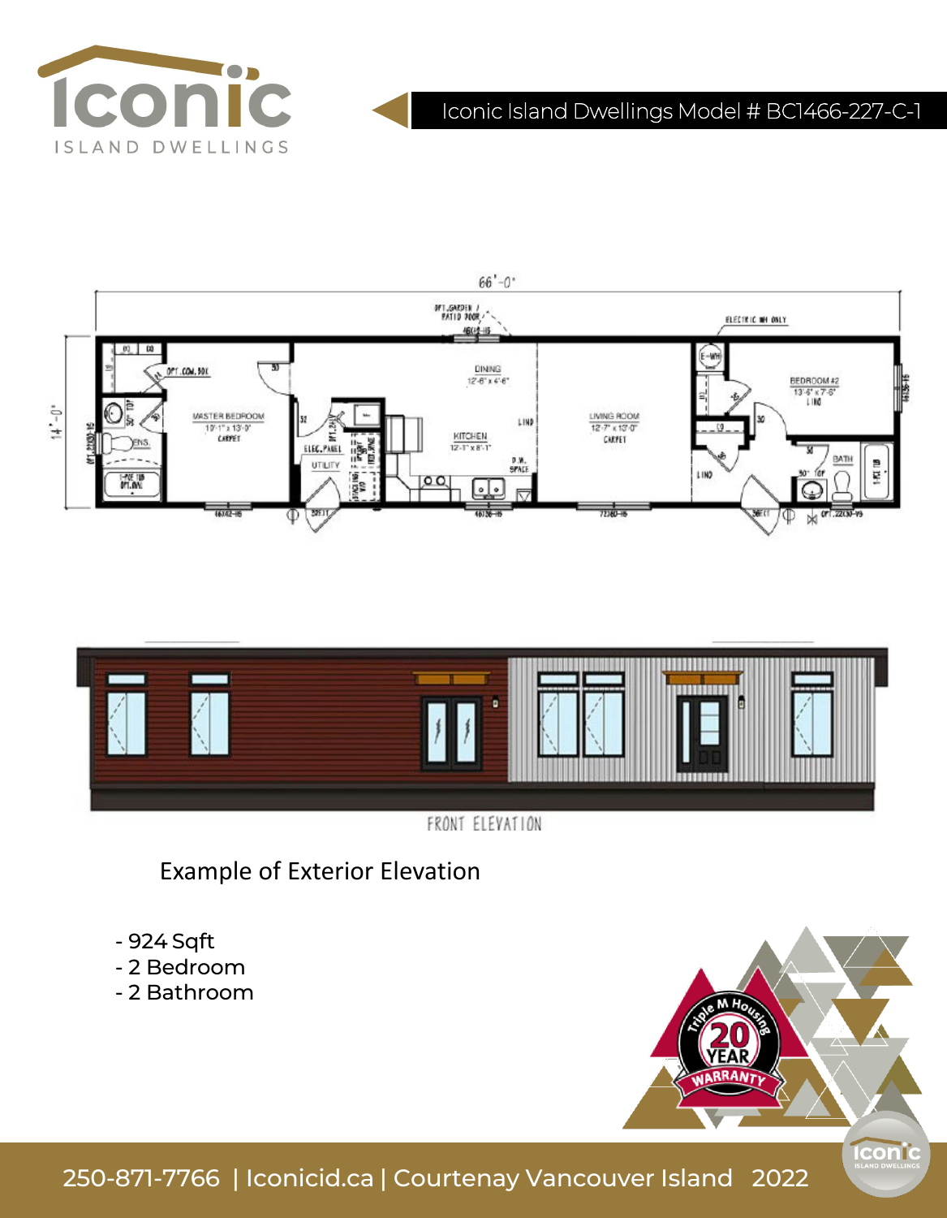Iconic Island Dwellings Model # BC1466-227-C-1

Example of Exterior Elevation

- 924 Sqft
- 2 Bedroom
- 2 Bathroom

250-871-7766 | Iconicid.ca | Courtenay Vancouver Island 2022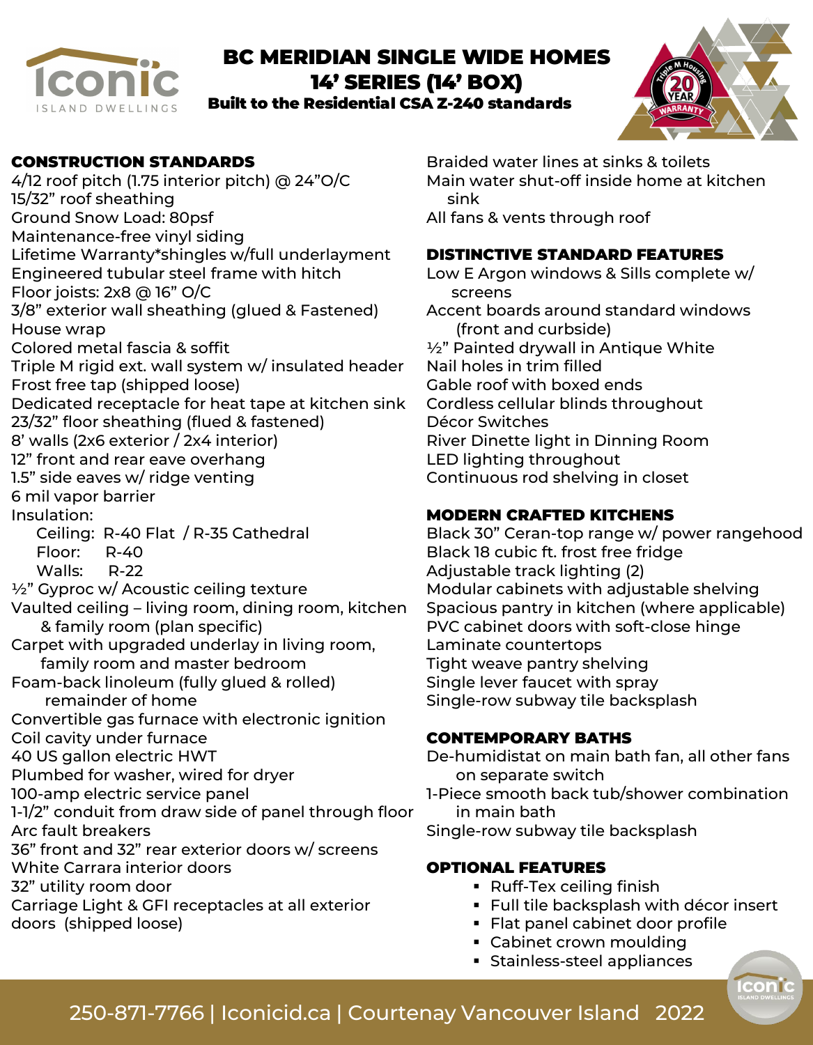# BC MERIDIAN SINGLE WIDE HOMES
# 14' SERIES (14' BOX)
**Built to the Residential CSA Z-240 standards**

## CONSTRUCTION STANDARDS

4/12 roof pitch (1.75 interior pitch) @ 24"O/C
15/32" roof sheathing
Ground Snow Load: 80psf
Maintenance-free vinyl siding
Lifetime Warranty*shingles w/full underlayment
Engineered tubular steel frame with hitch
Floor joists: 2x8 @ 16" O/C
3/8" exterior wall sheathing (glued & Fastened)
House wrap
Colored metal fascia & soffit
Triple M rigid ext. wall system w/ insulated header
Frost free tap (shipped loose)
Dedicated receptacle for heat tape at kitchen sink
23/32" floor sheathing (flued & fastened)
8' walls (2x6 exterior / 2x4 interior)
12" front and rear eave overhang
1.5" side eaves w/ ridge venting
6 mil vapor barrier
Insulation:
Ceiling: R-40 Flat / R-35 Cathedral
Floor: R-40
Walls: R-22
½" Gyproc w/ Acoustic ceiling texture
Vaulted ceiling – living room, dining room, kitchen & family room (plan specific)
Carpet with upgraded underlay in living room, family room and master bedroom
Foam-back linoleum (fully glued & rolled) remainder of home
Convertible gas furnace with electronic ignition
Coil cavity under furnace
40 US gallon electric HWT
Plumbed for washer, wired for dryer
100-amp electric service panel
1-1/2" conduit from draw side of panel through floor
Arc fault breakers
36" front and 32" rear exterior doors w/ screens
White Carrara interior doors
32" utility room door
Carriage Light & GFI receptacles at all exterior doors (shipped loose)
Braided water lines at sinks & toilets
Main water shut-off inside home at kitchen sink
All fans & vents through roof

## DISTINCTIVE STANDARD FEATURES

Low E Argon windows & Sills complete w/ screens
Accent boards around standard windows (front and curbside)
½" Painted drywall in Antique White
Nail holes in trim filled
Gable roof with boxed ends
Cordless cellular blinds throughout
Décor Switches
River Dinette light in Dinning Room
LED lighting throughout
Continuous rod shelving in closet

## MODERN CRAFTED KITCHENS

Black 30" Ceran-top range w/ power rangehood
Black 18 cubic ft. frost free fridge
Adjustable track lighting (2)
Modular cabinets with adjustable shelving
Spacious pantry in kitchen (where applicable)
PVC cabinet doors with soft-close hinge
Laminate countertops
Tight weave pantry shelving
Single lever faucet with spray
Single-row subway tile backsplash

## CONTEMPORARY BATHS

De-humidistat on main bath fan, all other fans on separate switch
1-Piece smooth back tub/shower combination in main bath
Single-row subway tile backsplash

## OPTIONAL FEATURES

- Ruff-Tex ceiling finish
- Full tile backsplash with décor insert
- Flat panel cabinet door profile
- Cabinet crown moulding
- Stainless-steel appliances

250-871-7766 | Iconicid.ca | Courtenay Vancouver Island 2022